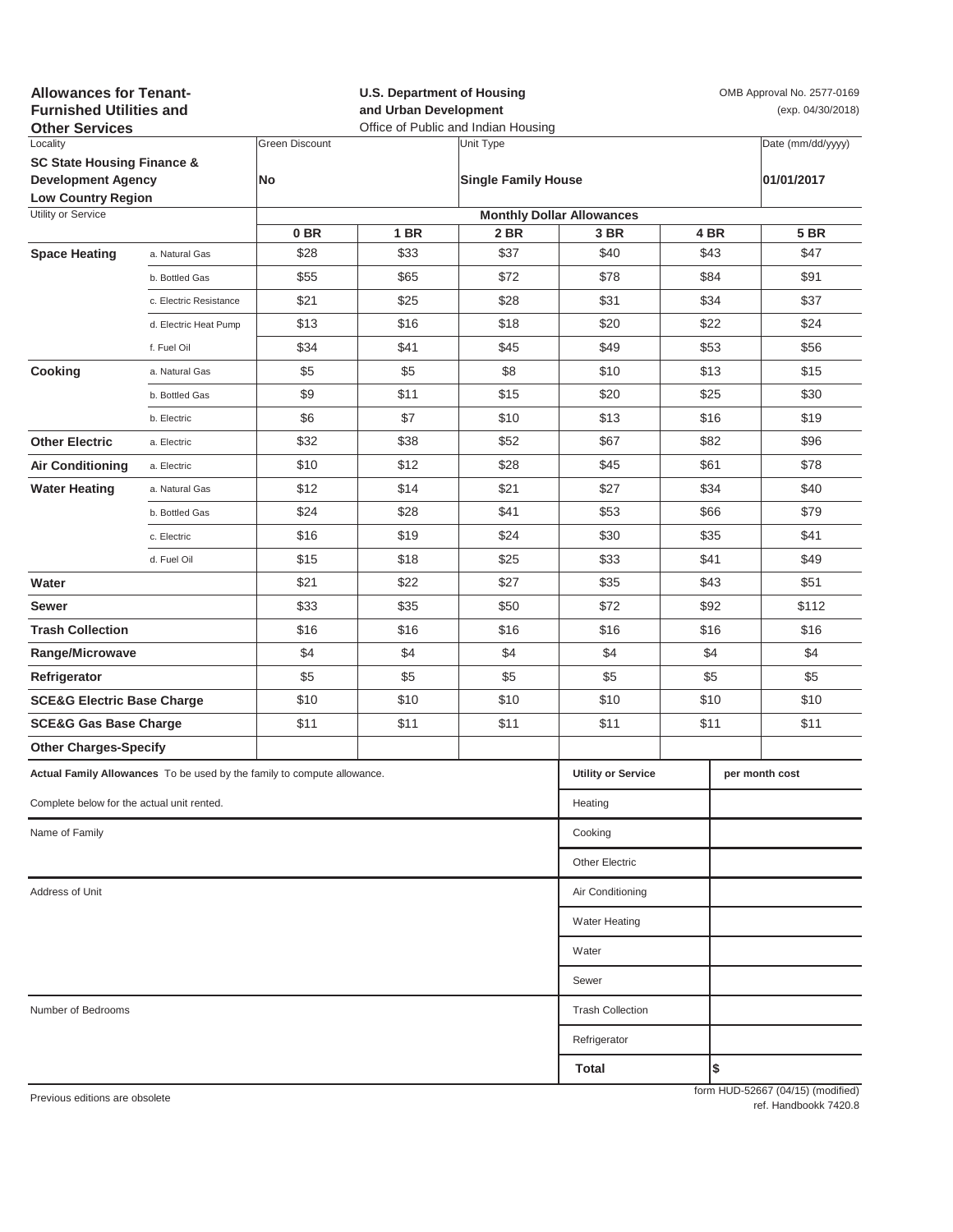**Allowances for Tenant-Furnished Utilities and Other Services**

**U.S. Department of Housing and Urban Development**
Office of Public and Indian Housing

OMB Approval No. 2577-0169
(exp. 04/30/2018)

| Locality | Green Discount | Unit Type | Date (mm/dd/yyyy) |
|---|---|---|---|
| **SC State Housing Finance & Development Agency Low Country Region** | **No** | **Single Family House** | **01/01/2017** |

| Utility or Service | | Monthly Dollar Allowances | | | | | |
|---|---|---|---|---|---|---|---|
| | | **0 BR** | **1 BR** | **2 BR** | **3 BR** | **4 BR** | **5 BR** |
| **Space Heating** | a. Natural Gas | $28 | $33 | $37 | $40 | $43 | $47 |
| | b. Bottled Gas | $55 | $65 | $72 | $78 | $84 | $91 |
| | c. Electric Resistance | $21 | $25 | $28 | $31 | $34 | $37 |
| | d. Electric Heat Pump | $13 | $16 | $18 | $20 | $22 | $24 |
| | f. Fuel Oil | $34 | $41 | $45 | $49 | $53 | $56 |
| **Cooking** | a. Natural Gas | $5 | $5 | $8 | $10 | $13 | $15 |
| | b. Bottled Gas | $9 | $11 | $15 | $20 | $25 | $30 |
| | b. Electric | $6 | $7 | $10 | $13 | $16 | $19 |
| **Other Electric** | a. Electric | $32 | $38 | $52 | $67 | $82 | $96 |
| **Air Conditioning** | a. Electric | $10 | $12 | $28 | $45 | $61 | $78 |
| **Water Heating** | a. Natural Gas | $12 | $14 | $21 | $27 | $34 | $40 |
| | b. Bottled Gas | $24 | $28 | $41 | $53 | $66 | $79 |
| | c. Electric | $16 | $19 | $24 | $30 | $35 | $41 |
| | d. Fuel Oil | $15 | $18 | $25 | $33 | $41 | $49 |
| **Water** | | $21 | $22 | $27 | $35 | $43 | $51 |
| **Sewer** | | $33 | $35 | $50 | $72 | $92 | $112 |
| **Trash Collection** | | $16 | $16 | $16 | $16 | $16 | $16 |
| **Range/Microwave** | | $4 | $4 | $4 | $4 | $4 | $4 |
| **Refrigerator** | | $5 | $5 | $5 | $5 | $5 | $5 |
| **SCE&G Electric Base Charge** | | $10 | $10 | $10 | $10 | $10 | $10 |
| **SCE&G Gas Base Charge** | | $11 | $11 | $11 | $11 | $11 | $11 |
| **Other Charges-Specify** | | | | | | | |

**Actual Family Allowances** To be used by the family to compute allowance.

Complete below for the actual unit rented.

Name of Family

Address of Unit

Number of Bedrooms

| Utility or Service | per month cost |
|---|---|
| Heating | |
| Cooking | |
| Other Electric | |
| Air Conditioning | |
| Water Heating | |
| Water | |
| Sewer | |
| Trash Collection | |
| Refrigerator | |
| **Total** | $ |

Previous editions are obsolete

form HUD-52667 (04/15) (modified)
ref. Handbookk 7420.8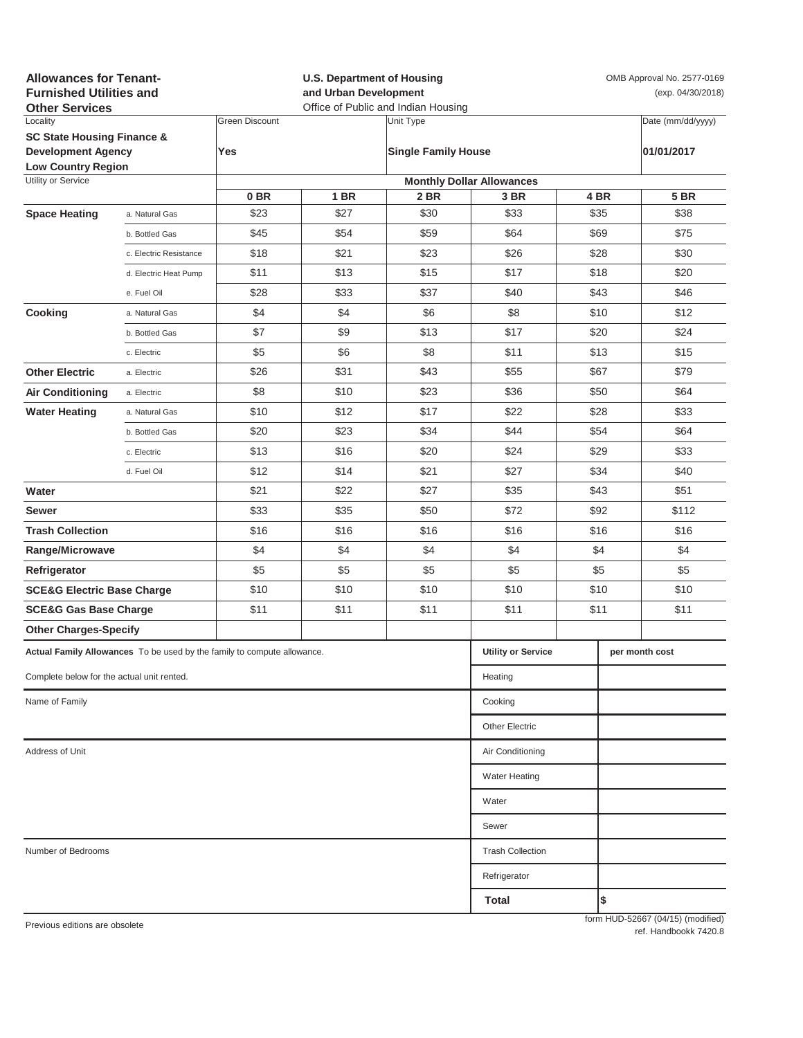**Allowances for Tenant-Furnished Utilities and Other Services**

**U.S. Department of Housing and Urban Development**
Office of Public and Indian Housing

OMB Approval No. 2577-0169
(exp. 04/30/2018)

| Locality | Green Discount | Unit Type | Date (mm/dd/yyyy) |
|---|---|---|---|
| **SC State Housing Finance & Development Agency Low Country Region** | **Yes** | **Single Family House** | **01/01/2017** |

| Utility or Service | | Monthly Dollar Allowances | | | | | |
|---|---|---|---|---|---|---|---|
| | | **0 BR** | **1 BR** | **2 BR** | **3 BR** | **4 BR** | **5 BR** |
| **Space Heating** | a. Natural Gas | $23 | $27 | $30 | $33 | $35 | $38 |
| | b. Bottled Gas | $45 | $54 | $59 | $64 | $69 | $75 |
| | c. Electric Resistance | $18 | $21 | $23 | $26 | $28 | $30 |
| | d. Electric Heat Pump | $11 | $13 | $15 | $17 | $18 | $20 |
| | e. Fuel Oil | $28 | $33 | $37 | $40 | $43 | $46 |
| **Cooking** | a. Natural Gas | $4 | $4 | $6 | $8 | $10 | $12 |
| | b. Bottled Gas | $7 | $9 | $13 | $17 | $20 | $24 |
| | c. Electric | $5 | $6 | $8 | $11 | $13 | $15 |
| **Other Electric** | a. Electric | $26 | $31 | $43 | $55 | $67 | $79 |
| **Air Conditioning** | a. Electric | $8 | $10 | $23 | $36 | $50 | $64 |
| **Water Heating** | a. Natural Gas | $10 | $12 | $17 | $22 | $28 | $33 |
| | b. Bottled Gas | $20 | $23 | $34 | $44 | $54 | $64 |
| | c. Electric | $13 | $16 | $20 | $24 | $29 | $33 |
| | d. Fuel Oil | $12 | $14 | $21 | $27 | $34 | $40 |
| **Water** | | $21 | $22 | $27 | $35 | $43 | $51 |
| **Sewer** | | $33 | $35 | $50 | $72 | $92 | $112 |
| **Trash Collection** | | $16 | $16 | $16 | $16 | $16 | $16 |
| **Range/Microwave** | | $4 | $4 | $4 | $4 | $4 | $4 |
| **Refrigerator** | | $5 | $5 | $5 | $5 | $5 | $5 |
| **SCE&G Electric Base Charge** | | $10 | $10 | $10 | $10 | $10 | $10 |
| **SCE&G Gas Base Charge** | | $11 | $11 | $11 | $11 | $11 | $11 |
| **Other Charges-Specify** | | | | | | | |

**Actual Family Allowances** To be used by the family to compute allowance.

Complete below for the actual unit rented.

Name of Family

Address of Unit

Number of Bedrooms

| **Utility or Service** | **per month cost** |
|---|---|
| Heating | |
| Cooking | |
| Other Electric | |
| Air Conditioning | |
| Water Heating | |
| Water | |
| Sewer | |
| Trash Collection | |
| Refrigerator | |
| **Total** | **$** |

Previous editions are obsolete

form HUD-52667 (04/15) (modified)
ref. Handbookk 7420.8